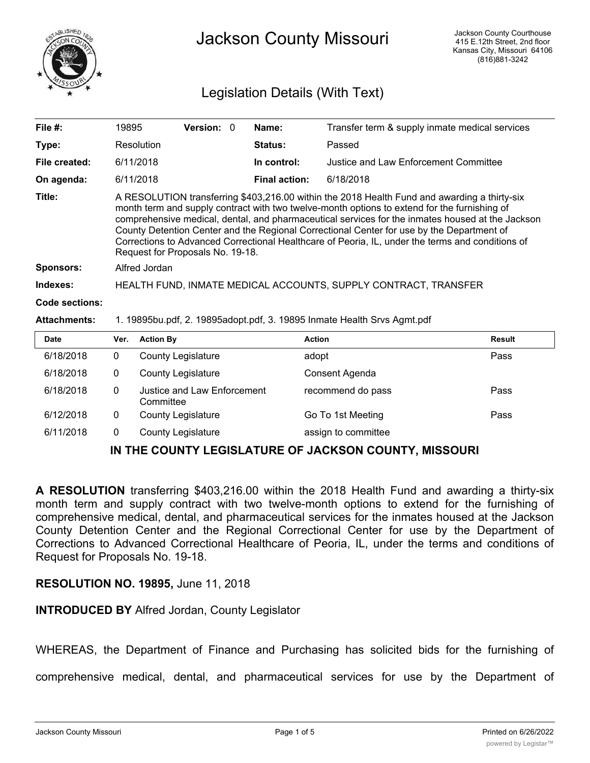# Jackson County Missouri

Jackson County Courthouse
415 E.12th Street, 2nd floor
Kansas City, Missouri 64106
(816)881-3242

## Legislation Details (With Text)

| | | | | | |
|---|---|---|---|---|---|
| **File #:** | 19895 | **Version:** 0 | | **Name:** | Transfer term & supply inmate medical services |
| **Type:** | Resolution | | | **Status:** | Passed |
| **File created:** | 6/11/2018 | | | **In control:** | Justice and Law Enforcement Committee |
| **On agenda:** | 6/11/2018 | | | **Final action:** | 6/18/2018 |

**Title:** A RESOLUTION transferring $403,216.00 within the 2018 Health Fund and awarding a thirty-six month term and supply contract with two twelve-month options to extend for the furnishing of comprehensive medical, dental, and pharmaceutical services for the inmates housed at the Jackson County Detention Center and the Regional Correctional Center for use by the Department of Corrections to Advanced Correctional Healthcare of Peoria, IL, under the terms and conditions of Request for Proposals No. 19-18.

**Sponsors:** Alfred Jordan

**Indexes:** HEALTH FUND, INMATE MEDICAL ACCOUNTS, SUPPLY CONTRACT, TRANSFER

**Code sections:**

**Attachments:** 1. 19895bu.pdf, 2. 19895adopt.pdf, 3. 19895 Inmate Health Srvs Agmt.pdf

| Date | Ver. | Action By | Action | Result |
|---|---|---|---|---|
| 6/18/2018 | 0 | County Legislature | adopt | Pass |
| 6/18/2018 | 0 | County Legislature | Consent Agenda | |
| 6/18/2018 | 0 | Justice and Law Enforcement Committee | recommend do pass | Pass |
| 6/12/2018 | 0 | County Legislature | Go To 1st Meeting | Pass |
| 6/11/2018 | 0 | County Legislature | assign to committee | |

**IN THE COUNTY LEGISLATURE OF JACKSON COUNTY, MISSOURI**

**A RESOLUTION** transferring $403,216.00 within the 2018 Health Fund and awarding a thirty-six month term and supply contract with two twelve-month options to extend for the furnishing of comprehensive medical, dental, and pharmaceutical services for the inmates housed at the Jackson County Detention Center and the Regional Correctional Center for use by the Department of Corrections to Advanced Correctional Healthcare of Peoria, IL, under the terms and conditions of Request for Proposals No. 19-18.

**RESOLUTION NO. 19895,** June 11, 2018

**INTRODUCED BY** Alfred Jordan, County Legislator

WHEREAS, the Department of Finance and Purchasing has solicited bids for the furnishing of comprehensive medical, dental, and pharmaceutical services for use by the Department of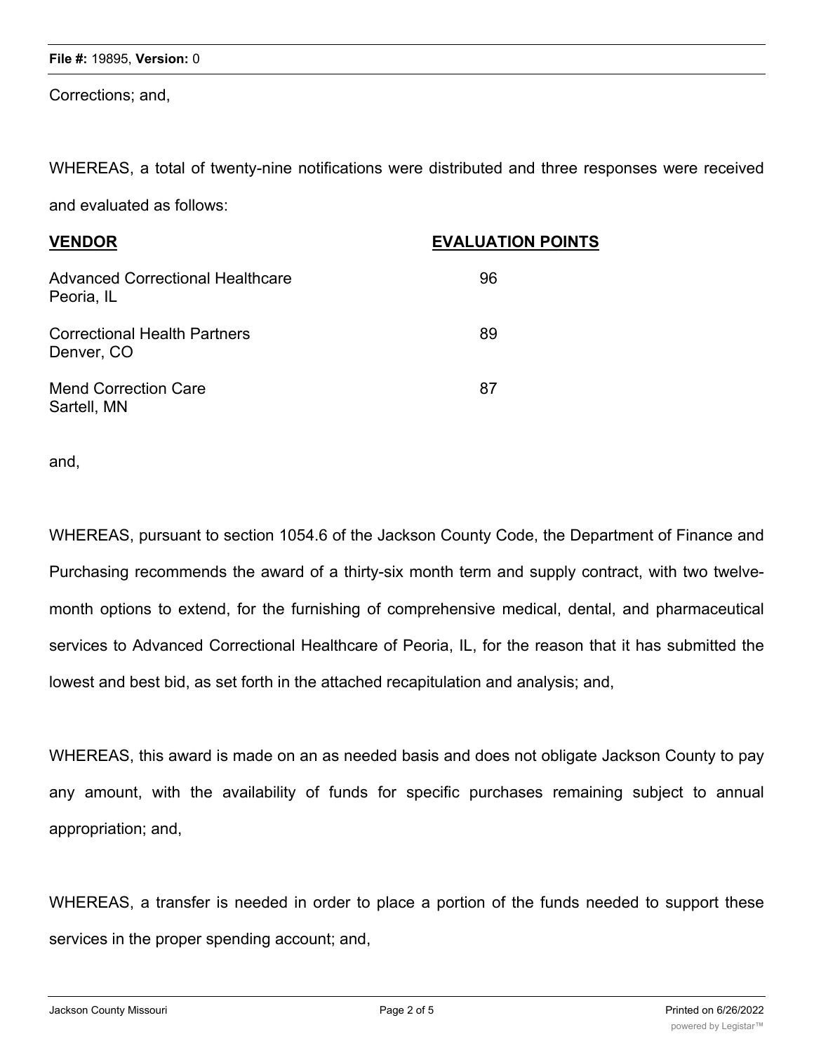Corrections; and,

WHEREAS, a total of twenty-nine notifications were distributed and three responses were received and evaluated as follows:

| VENDOR | EVALUATION POINTS |
| --- | --- |
| Advanced Correctional Healthcare<br>Peoria, IL | 96 |
| Correctional Health Partners<br>Denver, CO | 89 |
| Mend Correction Care<br>Sartell, MN | 87 |

and,

WHEREAS, pursuant to section 1054.6 of the Jackson County Code, the Department of Finance and Purchasing recommends the award of a thirty-six month term and supply contract, with two twelve-month options to extend, for the furnishing of comprehensive medical, dental, and pharmaceutical services to Advanced Correctional Healthcare of Peoria, IL, for the reason that it has submitted the lowest and best bid, as set forth in the attached recapitulation and analysis; and,

WHEREAS, this award is made on an as needed basis and does not obligate Jackson County to pay any amount, with the availability of funds for specific purchases remaining subject to annual appropriation; and,

WHEREAS, a transfer is needed in order to place a portion of the funds needed to support these services in the proper spending account; and,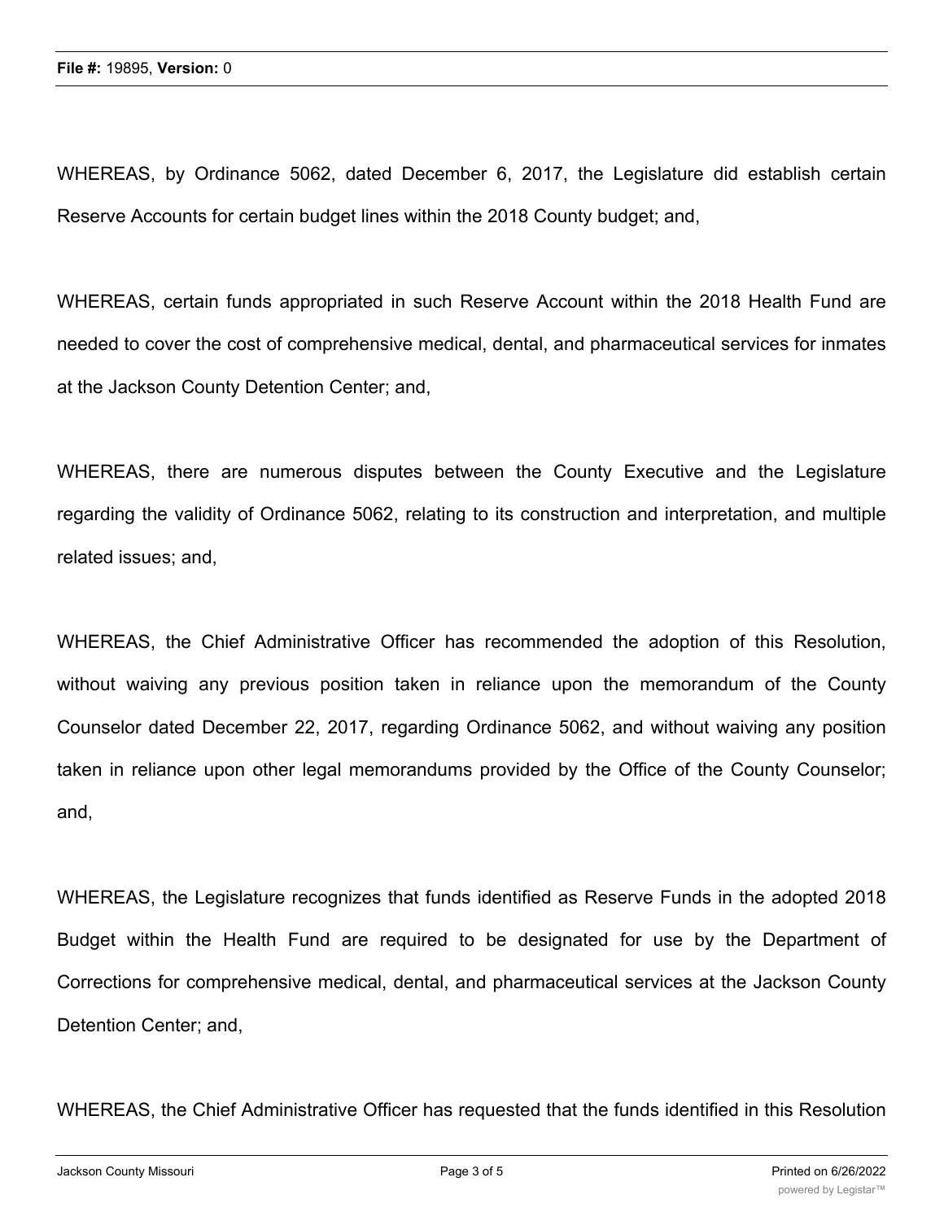WHEREAS, by Ordinance 5062, dated December 6, 2017, the Legislature did establish certain Reserve Accounts for certain budget lines within the 2018 County budget; and,

WHEREAS, certain funds appropriated in such Reserve Account within the 2018 Health Fund are needed to cover the cost of comprehensive medical, dental, and pharmaceutical services for inmates at the Jackson County Detention Center; and,

WHEREAS, there are numerous disputes between the County Executive and the Legislature regarding the validity of Ordinance 5062, relating to its construction and interpretation, and multiple related issues; and,

WHEREAS, the Chief Administrative Officer has recommended the adoption of this Resolution, without waiving any previous position taken in reliance upon the memorandum of the County Counselor dated December 22, 2017, regarding Ordinance 5062, and without waiving any position taken in reliance upon other legal memorandums provided by the Office of the County Counselor; and,

WHEREAS, the Legislature recognizes that funds identified as Reserve Funds in the adopted 2018 Budget within the Health Fund are required to be designated for use by the Department of Corrections for comprehensive medical, dental, and pharmaceutical services at the Jackson County Detention Center; and,

WHEREAS, the Chief Administrative Officer has requested that the funds identified in this Resolution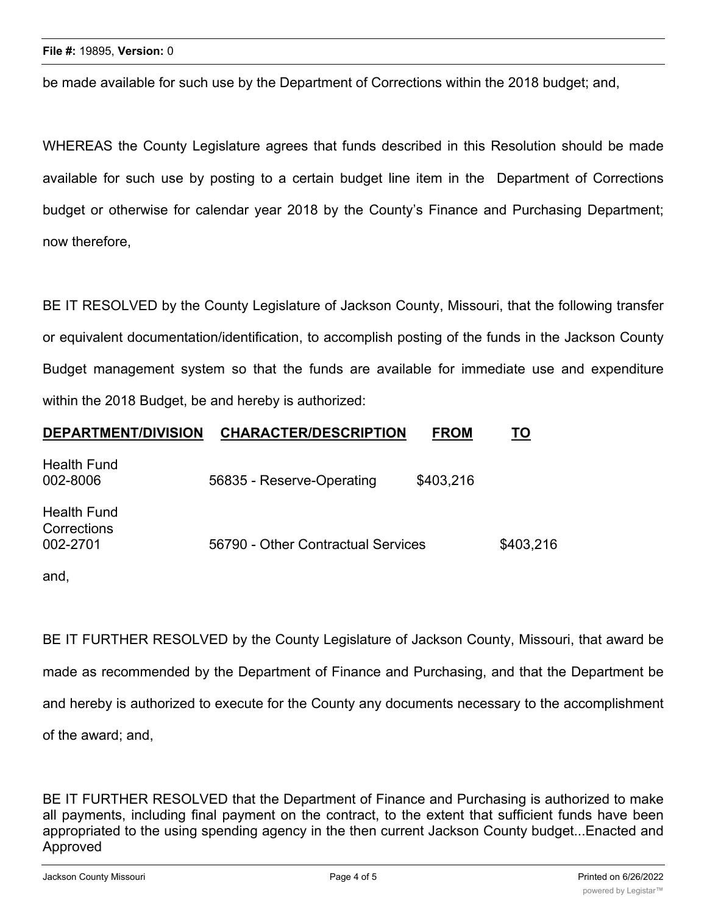be made available for such use by the Department of Corrections within the 2018 budget; and,

WHEREAS the County Legislature agrees that funds described in this Resolution should be made available for such use by posting to a certain budget line item in the Department of Corrections budget or otherwise for calendar year 2018 by the County's Finance and Purchasing Department; now therefore,

BE IT RESOLVED by the County Legislature of Jackson County, Missouri, that the following transfer or equivalent documentation/identification, to accomplish posting of the funds in the Jackson County Budget management system so that the funds are available for immediate use and expenditure within the 2018 Budget, be and hereby is authorized:

| DEPARTMENT/DIVISION | CHARACTER/DESCRIPTION | FROM | TO |
|---|---|---|---|
| Health Fund 002-8006 | 56835 - Reserve-Operating | $403,216 | |
| Health Fund Corrections 002-2701 | 56790 - Other Contractual Services | | $403,216 |

and,

BE IT FURTHER RESOLVED by the County Legislature of Jackson County, Missouri, that award be made as recommended by the Department of Finance and Purchasing, and that the Department be and hereby is authorized to execute for the County any documents necessary to the accomplishment of the award; and,

BE IT FURTHER RESOLVED that the Department of Finance and Purchasing is authorized to make all payments, including final payment on the contract, to the extent that sufficient funds have been appropriated to the using spending agency in the then current Jackson County budget...Enacted and Approved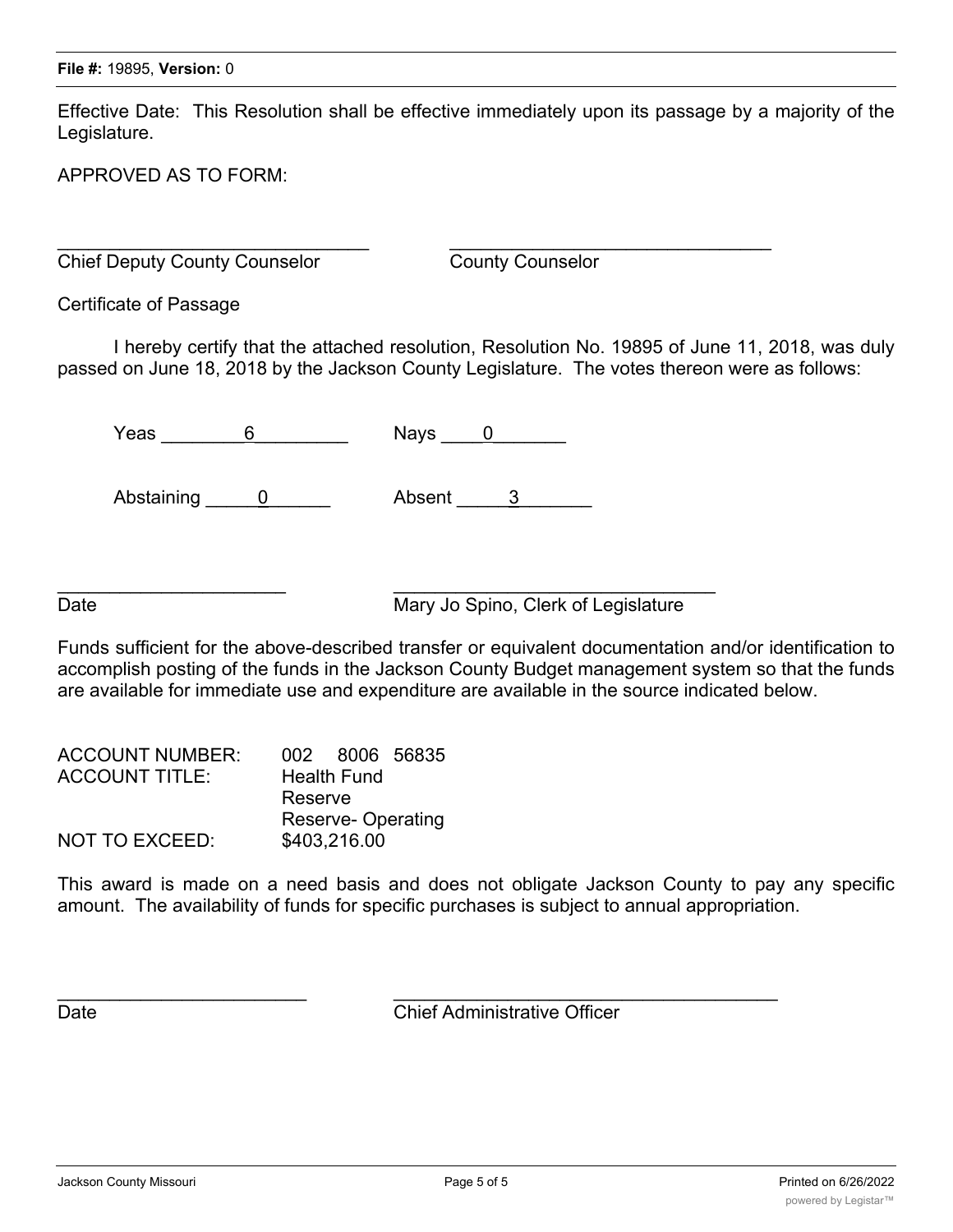Effective Date: This Resolution shall be effective immediately upon its passage by a majority of the Legislature.

APPROVED AS TO FORM:

______________________________ ______________________________
Chief Deputy County Counselor County Counselor

Certificate of Passage

I hereby certify that the attached resolution, Resolution No. 19895 of June 11, 2018, was duly passed on June 18, 2018 by the Jackson County Legislature. The votes thereon were as follows:

Yeas ________6________ Nays ____0_______

Abstaining _____0______ Absent _____3_______

______________________ ______________________________
Date Mary Jo Spino, Clerk of Legislature

Funds sufficient for the above-described transfer or equivalent documentation and/or identification to accomplish posting of the funds in the Jackson County Budget management system so that the funds are available for immediate use and expenditure are available in the source indicated below.

| | |
|---|---|
| ACCOUNT NUMBER: | 002 8006 56835 |
| ACCOUNT TITLE: | Health Fund |
| | Reserve |
| | Reserve- Operating |
| NOT TO EXCEED: | $403,216.00 |

This award is made on a need basis and does not obligate Jackson County to pay any specific amount. The availability of funds for specific purchases is subject to annual appropriation.

________________________ ______________________________
Date Chief Administrative Officer